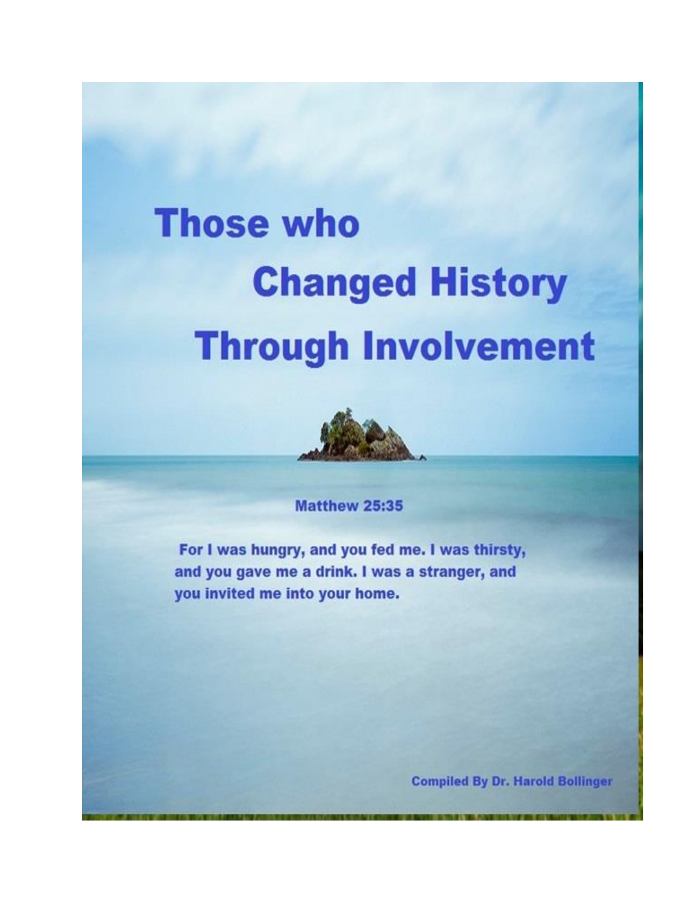# Those who Changed History Through Involvement

**Matthew 25:35**

**For I was hungry, and you fed me. I was thirsty, and you gave me a drink. I was a stranger, and you invited me into your home.**

**Compiled By Dr. Harold Bollinger**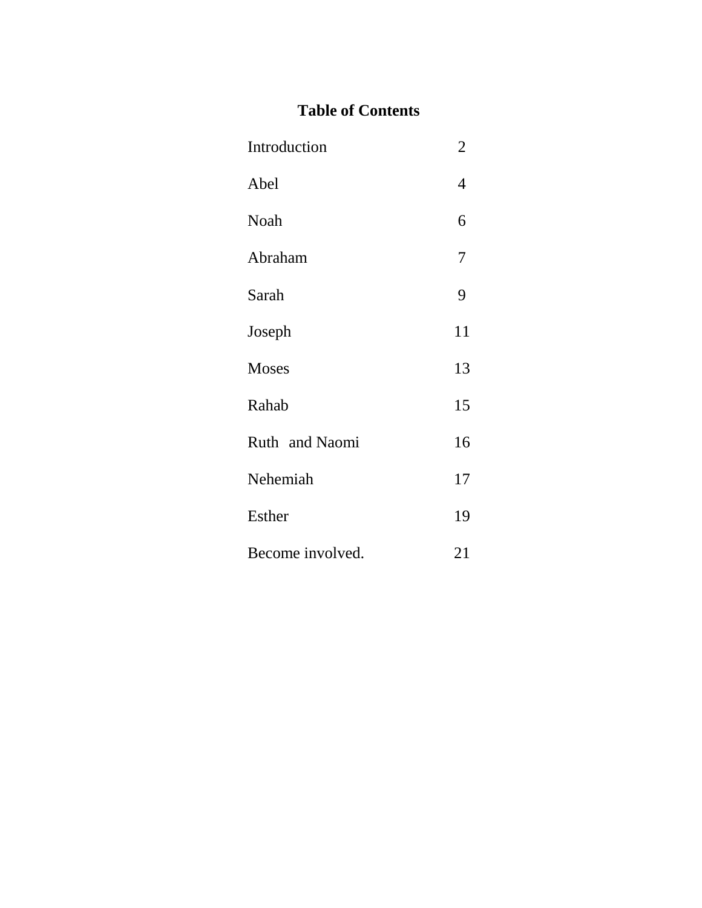# Table of Contents

| | |
|---|---|
| Introduction | 2 |
| Abel | 4 |
| Noah | 6 |
| Abraham | 7 |
| Sarah | 9 |
| Joseph | 11 |
| Moses | 13 |
| Rahab | 15 |
| Ruth and Naomi | 16 |
| Nehemiah | 17 |
| Esther | 19 |
| Become involved. | 21 |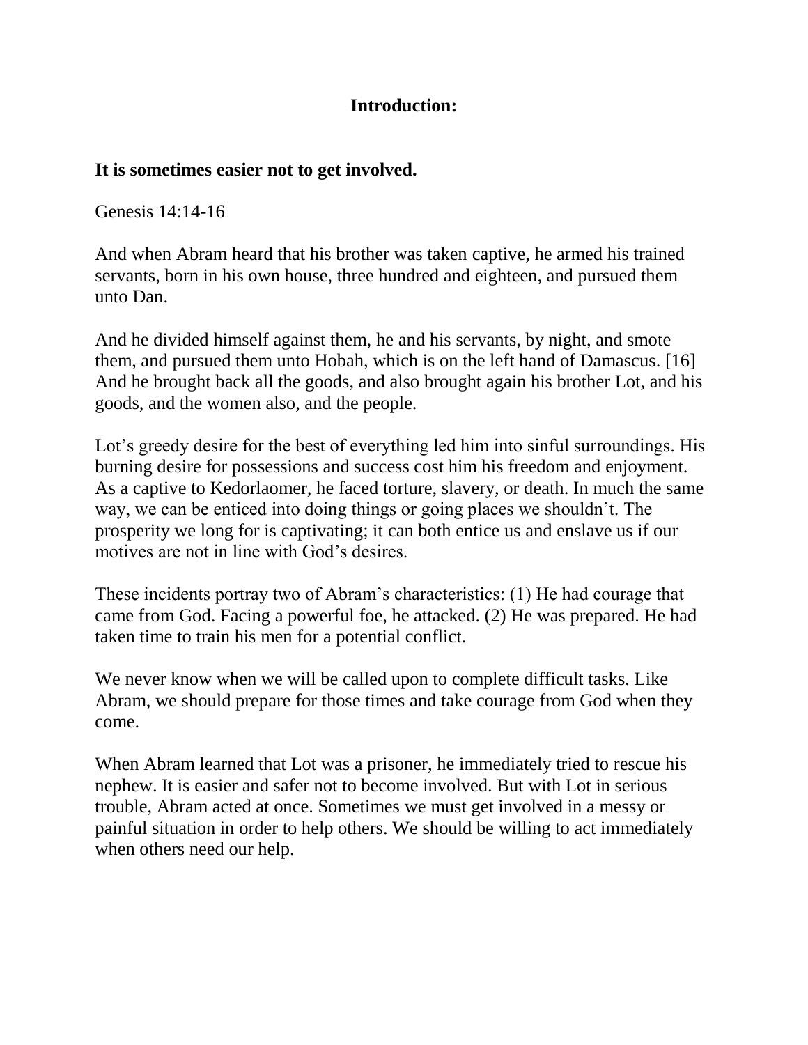## Introduction:

**It is sometimes easier not to get involved.**

Genesis 14:14-16

And when Abram heard that his brother was taken captive, he armed his trained servants, born in his own house, three hundred and eighteen, and pursued them unto Dan.

And he divided himself against them, he and his servants, by night, and smote them, and pursued them unto Hobah, which is on the left hand of Damascus. [16] And he brought back all the goods, and also brought again his brother Lot, and his goods, and the women also, and the people.

Lot's greedy desire for the best of everything led him into sinful surroundings. His burning desire for possessions and success cost him his freedom and enjoyment. As a captive to Kedorlaomer, he faced torture, slavery, or death. In much the same way, we can be enticed into doing things or going places we shouldn't. The prosperity we long for is captivating; it can both entice us and enslave us if our motives are not in line with God's desires.

These incidents portray two of Abram's characteristics: (1) He had courage that came from God. Facing a powerful foe, he attacked. (2) He was prepared. He had taken time to train his men for a potential conflict.

We never know when we will be called upon to complete difficult tasks. Like Abram, we should prepare for those times and take courage from God when they come.

When Abram learned that Lot was a prisoner, he immediately tried to rescue his nephew. It is easier and safer not to become involved. But with Lot in serious trouble, Abram acted at once. Sometimes we must get involved in a messy or painful situation in order to help others. We should be willing to act immediately when others need our help.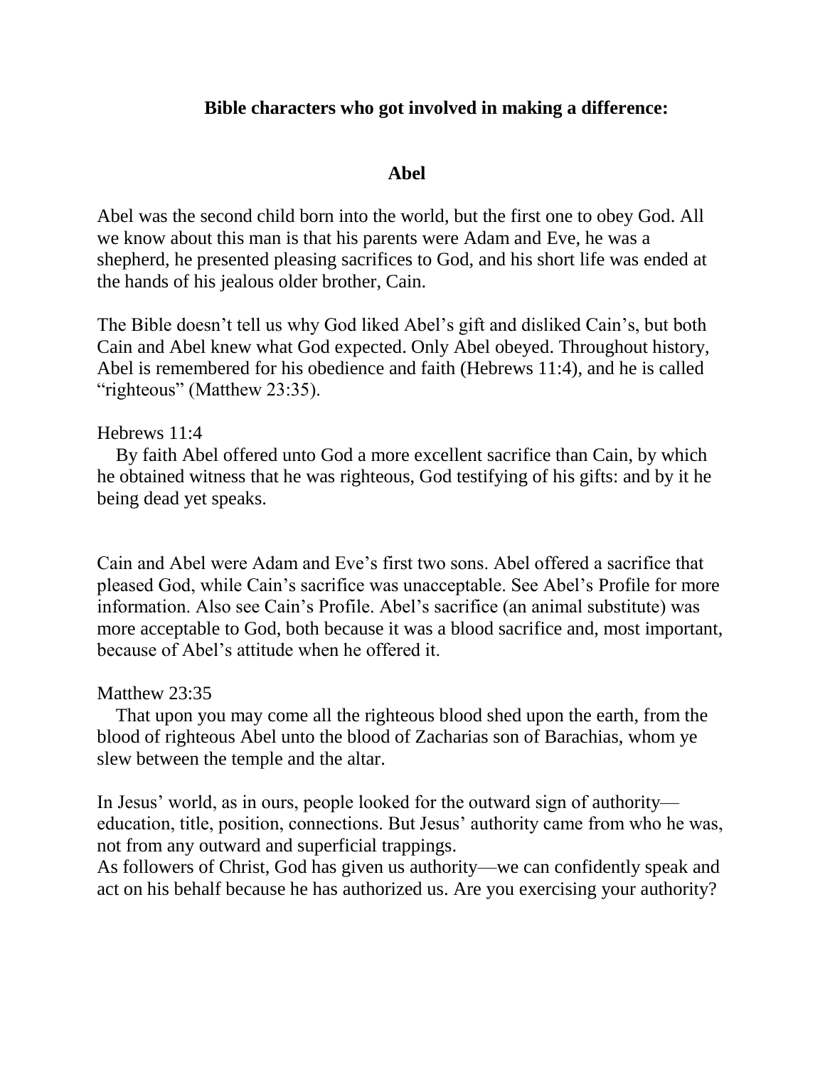**Bible characters who got involved in making a difference:**

## Abel

Abel was the second child born into the world, but the first one to obey God. All we know about this man is that his parents were Adam and Eve, he was a shepherd, he presented pleasing sacrifices to God, and his short life was ended at the hands of his jealous older brother, Cain.

The Bible doesn't tell us why God liked Abel's gift and disliked Cain's, but both Cain and Abel knew what God expected. Only Abel obeyed. Throughout history, Abel is remembered for his obedience and faith (Hebrews 11:4), and he is called "righteous" (Matthew 23:35).

Hebrews 11:4

By faith Abel offered unto God a more excellent sacrifice than Cain, by which he obtained witness that he was righteous, God testifying of his gifts: and by it he being dead yet speaks.

Cain and Abel were Adam and Eve's first two sons. Abel offered a sacrifice that pleased God, while Cain's sacrifice was unacceptable. See Abel's Profile for more information. Also see Cain's Profile. Abel's sacrifice (an animal substitute) was more acceptable to God, both because it was a blood sacrifice and, most important, because of Abel's attitude when he offered it.

Matthew 23:35

That upon you may come all the righteous blood shed upon the earth, from the blood of righteous Abel unto the blood of Zacharias son of Barachias, whom ye slew between the temple and the altar.

In Jesus' world, as in ours, people looked for the outward sign of authority—education, title, position, connections. But Jesus' authority came from who he was, not from any outward and superficial trappings.
As followers of Christ, God has given us authority—we can confidently speak and act on his behalf because he has authorized us. Are you exercising your authority?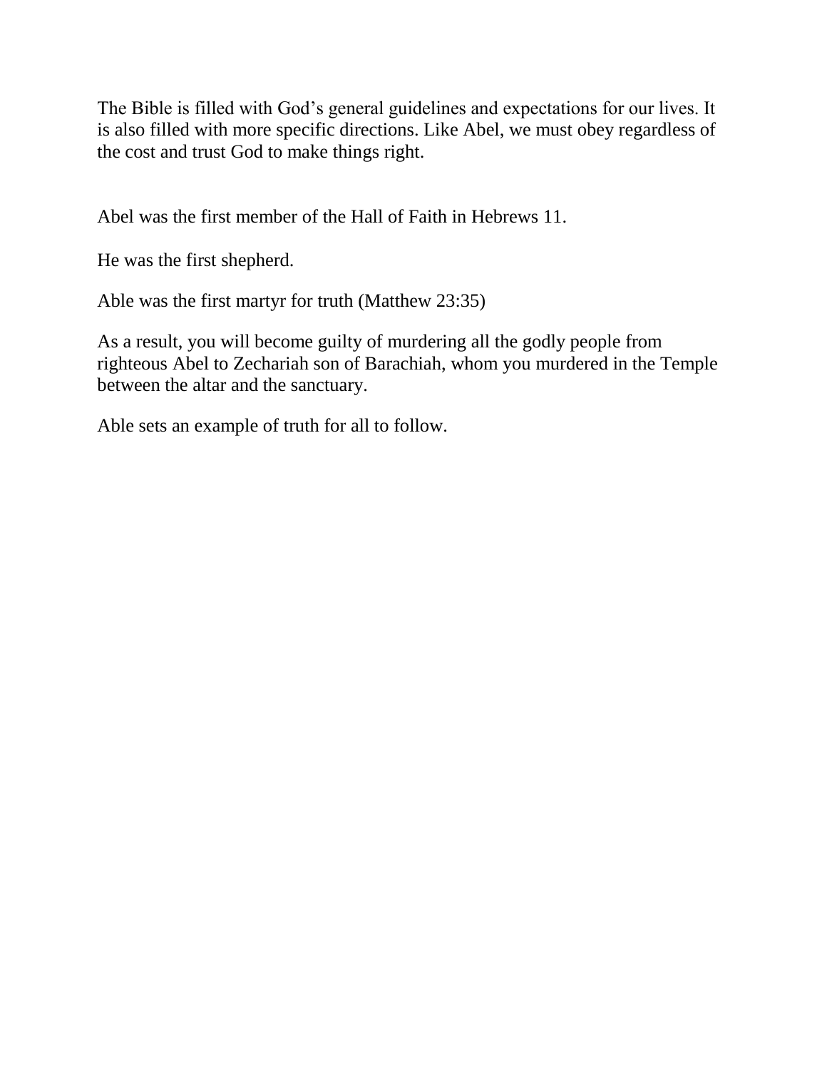The Bible is filled with God's general guidelines and expectations for our lives. It is also filled with more specific directions. Like Abel, we must obey regardless of the cost and trust God to make things right.

Abel was the first member of the Hall of Faith in Hebrews 11.

He was the first shepherd.

Able was the first martyr for truth (Matthew 23:35)

As a result, you will become guilty of murdering all the godly people from righteous Abel to Zechariah son of Barachiah, whom you murdered in the Temple between the altar and the sanctuary.

Able sets an example of truth for all to follow.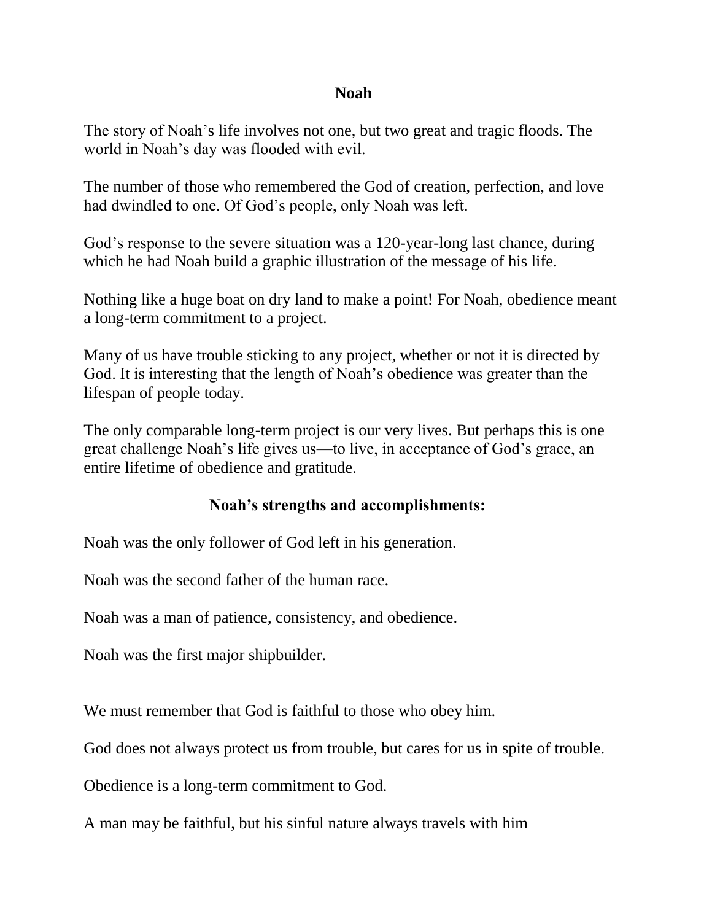## Noah

The story of Noah's life involves not one, but two great and tragic floods. The world in Noah's day was flooded with evil.

The number of those who remembered the God of creation, perfection, and love had dwindled to one. Of God's people, only Noah was left.

God's response to the severe situation was a 120-year-long last chance, during which he had Noah build a graphic illustration of the message of his life.

Nothing like a huge boat on dry land to make a point! For Noah, obedience meant a long-term commitment to a project.

Many of us have trouble sticking to any project, whether or not it is directed by God. It is interesting that the length of Noah's obedience was greater than the lifespan of people today.

The only comparable long-term project is our very lives. But perhaps this is one great challenge Noah's life gives us—to live, in acceptance of God's grace, an entire lifetime of obedience and gratitude.

### Noah's strengths and accomplishments:

Noah was the only follower of God left in his generation.

Noah was the second father of the human race.

Noah was a man of patience, consistency, and obedience.

Noah was the first major shipbuilder.

We must remember that God is faithful to those who obey him.

God does not always protect us from trouble, but cares for us in spite of trouble.

Obedience is a long-term commitment to God.

A man may be faithful, but his sinful nature always travels with him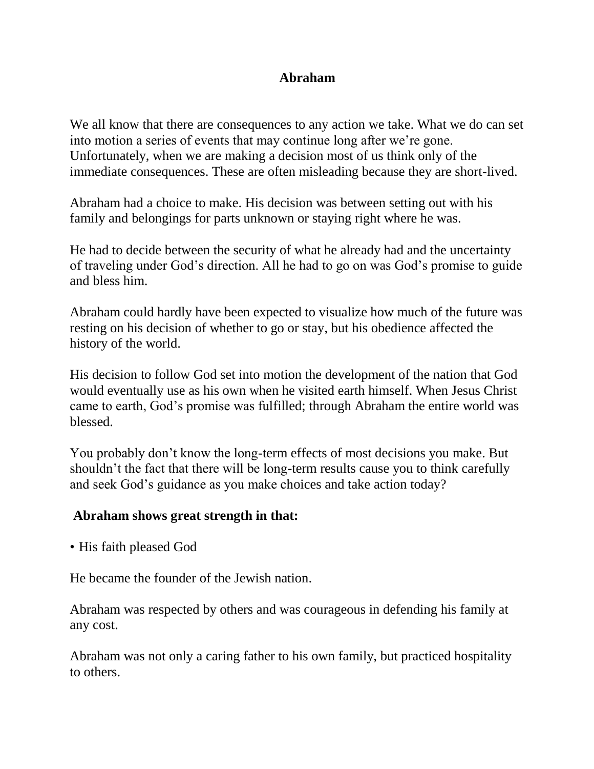## Abraham

We all know that there are consequences to any action we take. What we do can set into motion a series of events that may continue long after we're gone. Unfortunately, when we are making a decision most of us think only of the immediate consequences. These are often misleading because they are short-lived.

Abraham had a choice to make. His decision was between setting out with his family and belongings for parts unknown or staying right where he was.

He had to decide between the security of what he already had and the uncertainty of traveling under God's direction. All he had to go on was God's promise to guide and bless him.

Abraham could hardly have been expected to visualize how much of the future was resting on his decision of whether to go or stay, but his obedience affected the history of the world.

His decision to follow God set into motion the development of the nation that God would eventually use as his own when he visited earth himself. When Jesus Christ came to earth, God's promise was fulfilled; through Abraham the entire world was blessed.

You probably don't know the long-term effects of most decisions you make. But shouldn't the fact that there will be long-term results cause you to think carefully and seek God's guidance as you make choices and take action today?

**Abraham shows great strength in that:**

- His faith pleased God

He became the founder of the Jewish nation.

Abraham was respected by others and was courageous in defending his family at any cost.

Abraham was not only a caring father to his own family, but practiced hospitality to others.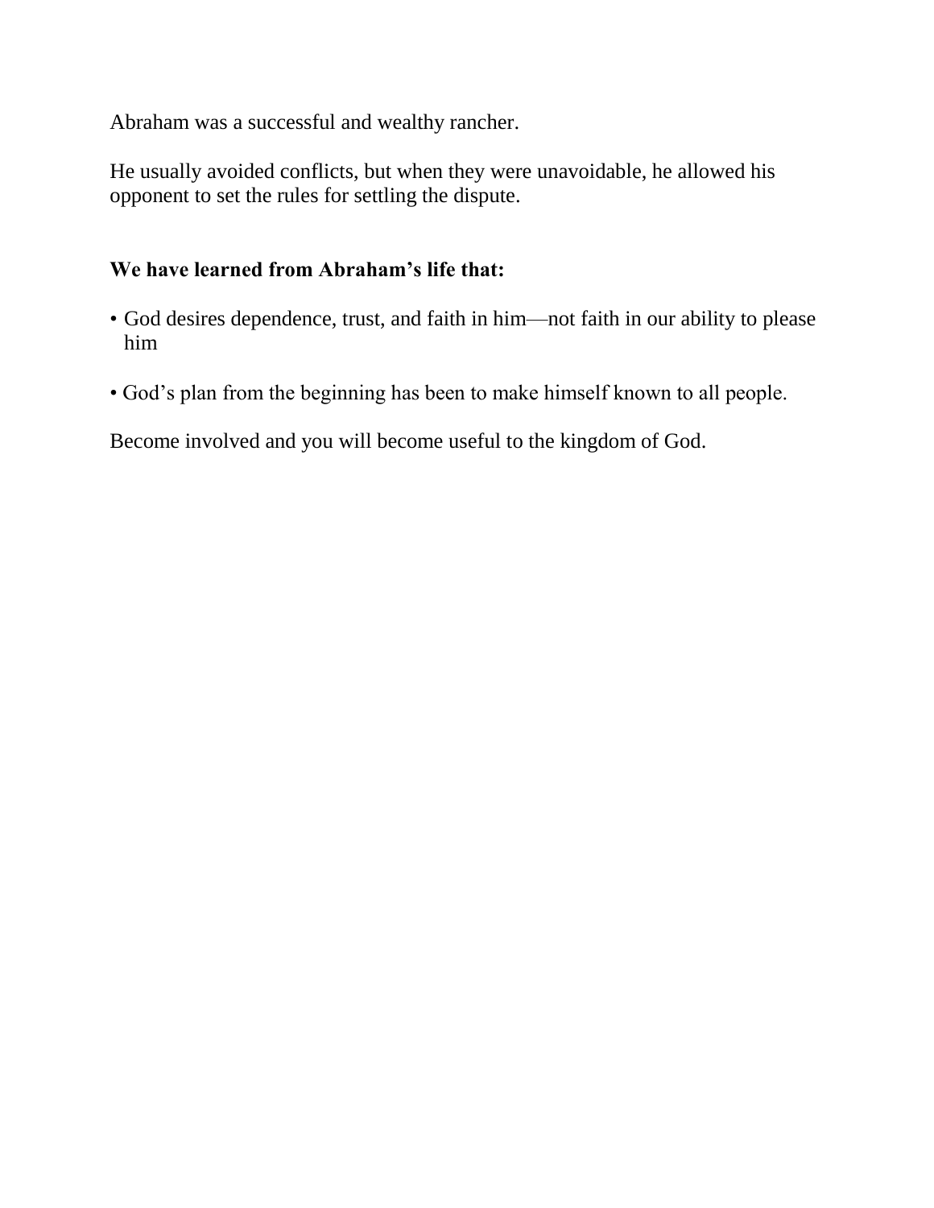Abraham was a successful and wealthy rancher.

He usually avoided conflicts, but when they were unavoidable, he allowed his opponent to set the rules for settling the dispute.

**We have learned from Abraham's life that:**

- God desires dependence, trust, and faith in him—not faith in our ability to please him
- God's plan from the beginning has been to make himself known to all people.

Become involved and you will become useful to the kingdom of God.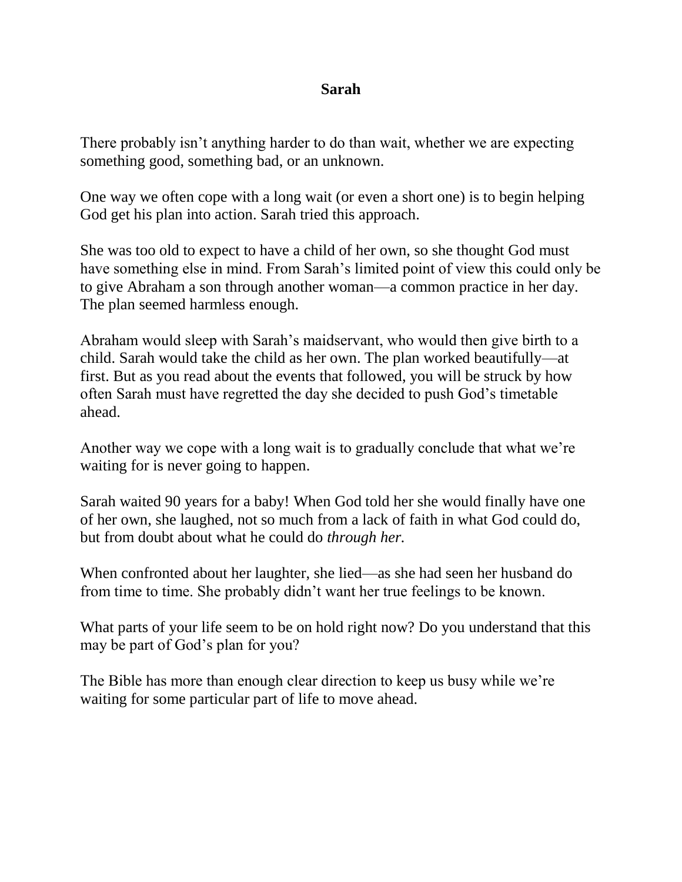# Sarah

There probably isn't anything harder to do than wait, whether we are expecting something good, something bad, or an unknown.

One way we often cope with a long wait (or even a short one) is to begin helping God get his plan into action. Sarah tried this approach.

She was too old to expect to have a child of her own, so she thought God must have something else in mind. From Sarah's limited point of view this could only be to give Abraham a son through another woman—a common practice in her day. The plan seemed harmless enough.

Abraham would sleep with Sarah's maidservant, who would then give birth to a child. Sarah would take the child as her own. The plan worked beautifully—at first. But as you read about the events that followed, you will be struck by how often Sarah must have regretted the day she decided to push God's timetable ahead.

Another way we cope with a long wait is to gradually conclude that what we're waiting for is never going to happen.

Sarah waited 90 years for a baby! When God told her she would finally have one of her own, she laughed, not so much from a lack of faith in what God could do, but from doubt about what he could do *through her.*

When confronted about her laughter, she lied—as she had seen her husband do from time to time. She probably didn't want her true feelings to be known.

What parts of your life seem to be on hold right now? Do you understand that this may be part of God's plan for you?

The Bible has more than enough clear direction to keep us busy while we're waiting for some particular part of life to move ahead.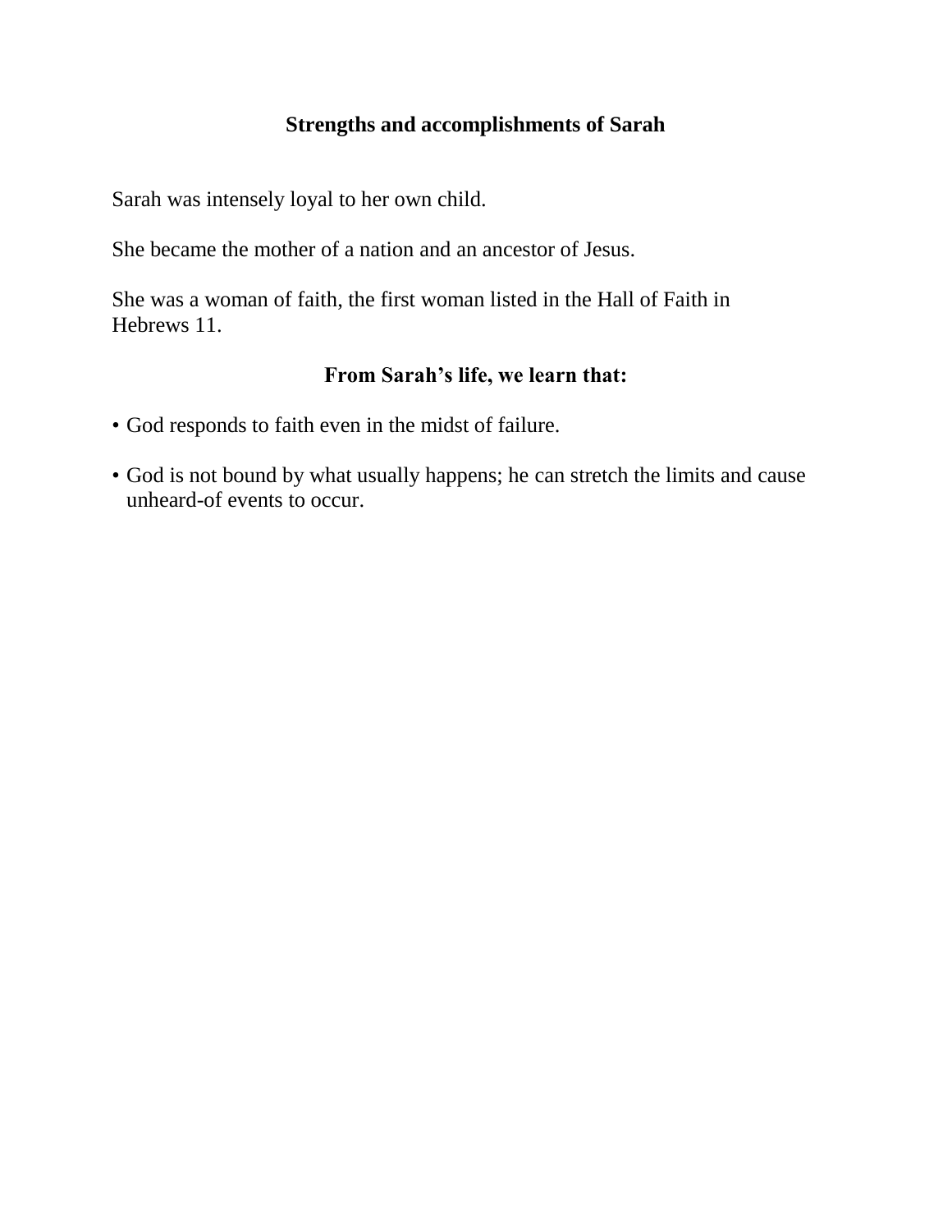## Strengths and accomplishments of Sarah

Sarah was intensely loyal to her own child.

She became the mother of a nation and an ancestor of Jesus.

She was a woman of faith, the first woman listed in the Hall of Faith in Hebrews 11.

## From Sarah's life, we learn that:

- God responds to faith even in the midst of failure.
- God is not bound by what usually happens; he can stretch the limits and cause unheard-of events to occur.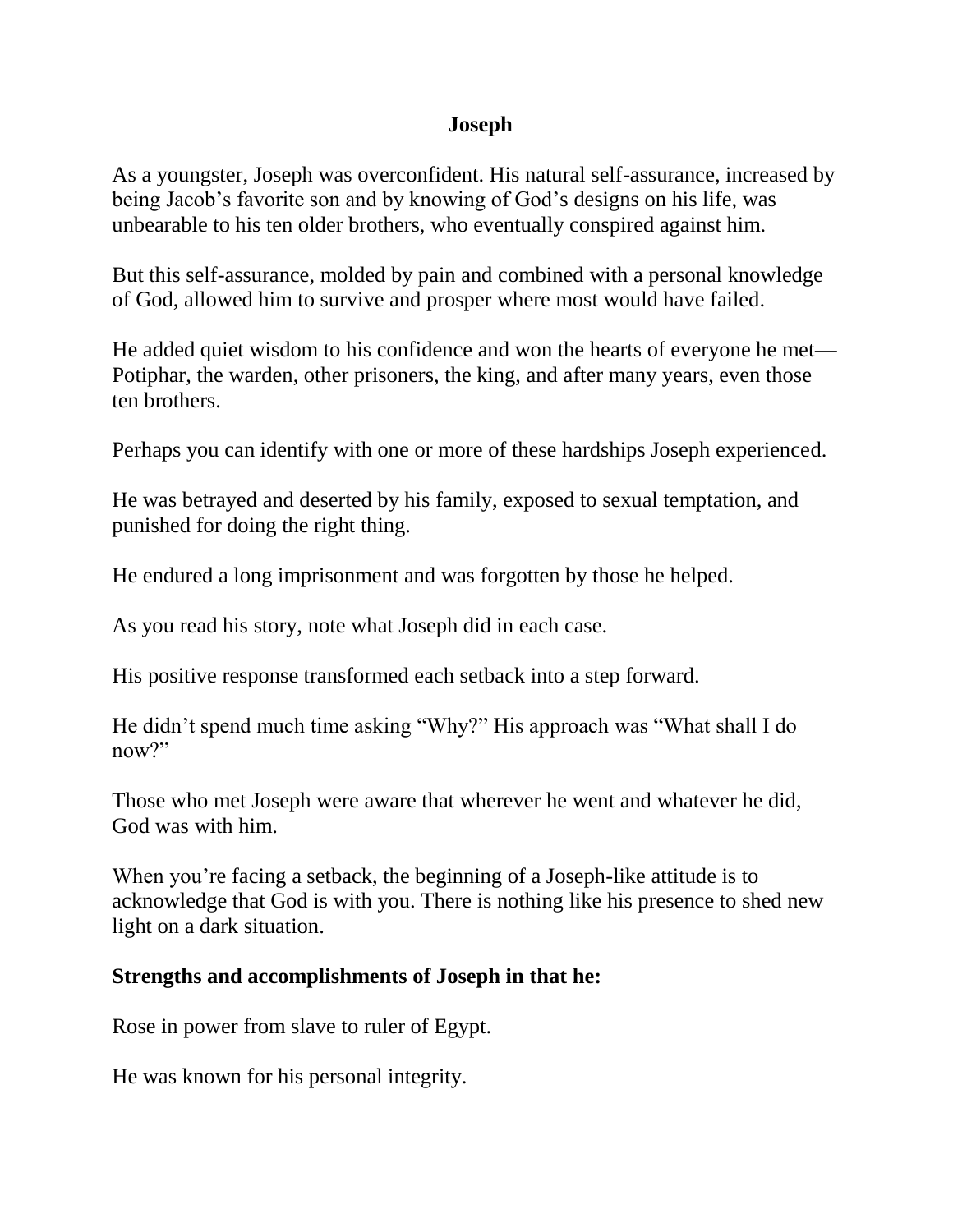# Joseph

As a youngster, Joseph was overconfident. His natural self-assurance, increased by being Jacob's favorite son and by knowing of God's designs on his life, was unbearable to his ten older brothers, who eventually conspired against him.

But this self-assurance, molded by pain and combined with a personal knowledge of God, allowed him to survive and prosper where most would have failed.

He added quiet wisdom to his confidence and won the hearts of everyone he met—Potiphar, the warden, other prisoners, the king, and after many years, even those ten brothers.

Perhaps you can identify with one or more of these hardships Joseph experienced.

He was betrayed and deserted by his family, exposed to sexual temptation, and punished for doing the right thing.

He endured a long imprisonment and was forgotten by those he helped.

As you read his story, note what Joseph did in each case.

His positive response transformed each setback into a step forward.

He didn't spend much time asking "Why?" His approach was "What shall I do now?"

Those who met Joseph were aware that wherever he went and whatever he did, God was with him.

When you're facing a setback, the beginning of a Joseph-like attitude is to acknowledge that God is with you. There is nothing like his presence to shed new light on a dark situation.

## Strengths and accomplishments of Joseph in that he:

Rose in power from slave to ruler of Egypt.

He was known for his personal integrity.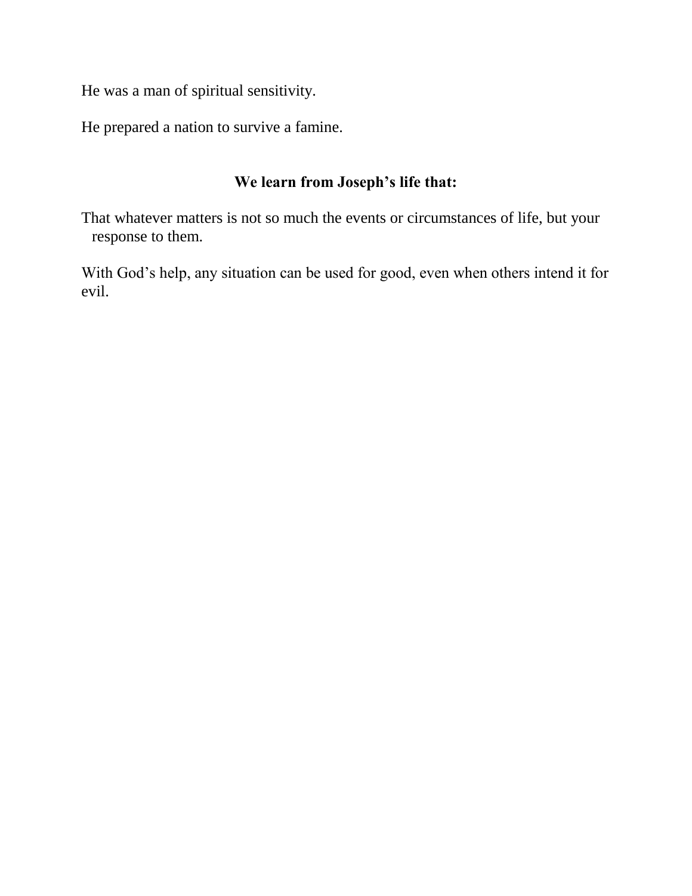He was a man of spiritual sensitivity.

He prepared a nation to survive a famine.

**We learn from Joseph's life that:**

That whatever matters is not so much the events or circumstances of life, but your response to them.

With God's help, any situation can be used for good, even when others intend it for evil.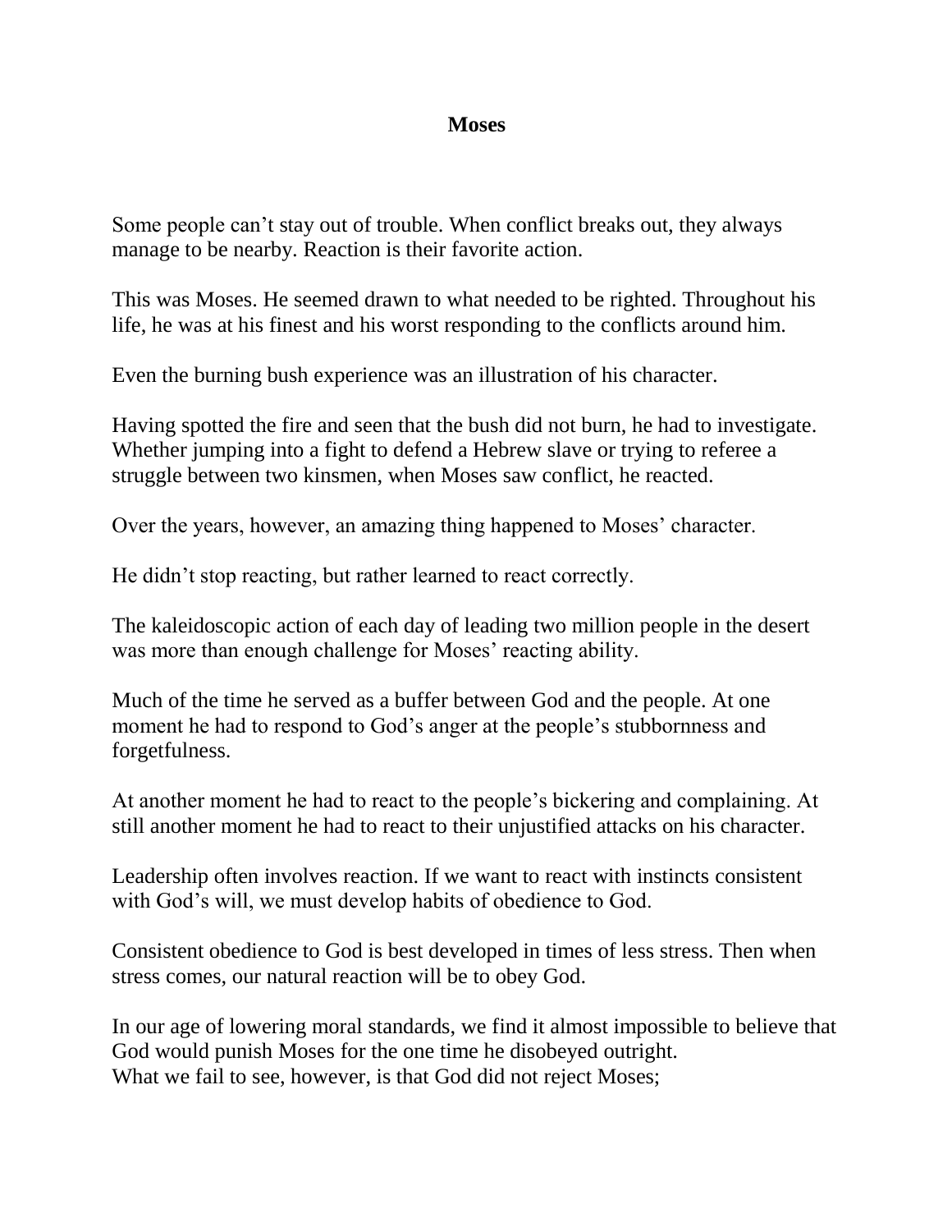**Moses**

Some people can't stay out of trouble. When conflict breaks out, they always manage to be nearby. Reaction is their favorite action.

This was Moses. He seemed drawn to what needed to be righted. Throughout his life, he was at his finest and his worst responding to the conflicts around him.

Even the burning bush experience was an illustration of his character.

Having spotted the fire and seen that the bush did not burn, he had to investigate. Whether jumping into a fight to defend a Hebrew slave or trying to referee a struggle between two kinsmen, when Moses saw conflict, he reacted.

Over the years, however, an amazing thing happened to Moses' character.

He didn't stop reacting, but rather learned to react correctly.

The kaleidoscopic action of each day of leading two million people in the desert was more than enough challenge for Moses' reacting ability.

Much of the time he served as a buffer between God and the people. At one moment he had to respond to God's anger at the people's stubbornness and forgetfulness.

At another moment he had to react to the people's bickering and complaining. At still another moment he had to react to their unjustified attacks on his character.

Leadership often involves reaction. If we want to react with instincts consistent with God's will, we must develop habits of obedience to God.

Consistent obedience to God is best developed in times of less stress. Then when stress comes, our natural reaction will be to obey God.

In our age of lowering moral standards, we find it almost impossible to believe that God would punish Moses for the one time he disobeyed outright.
What we fail to see, however, is that God did not reject Moses;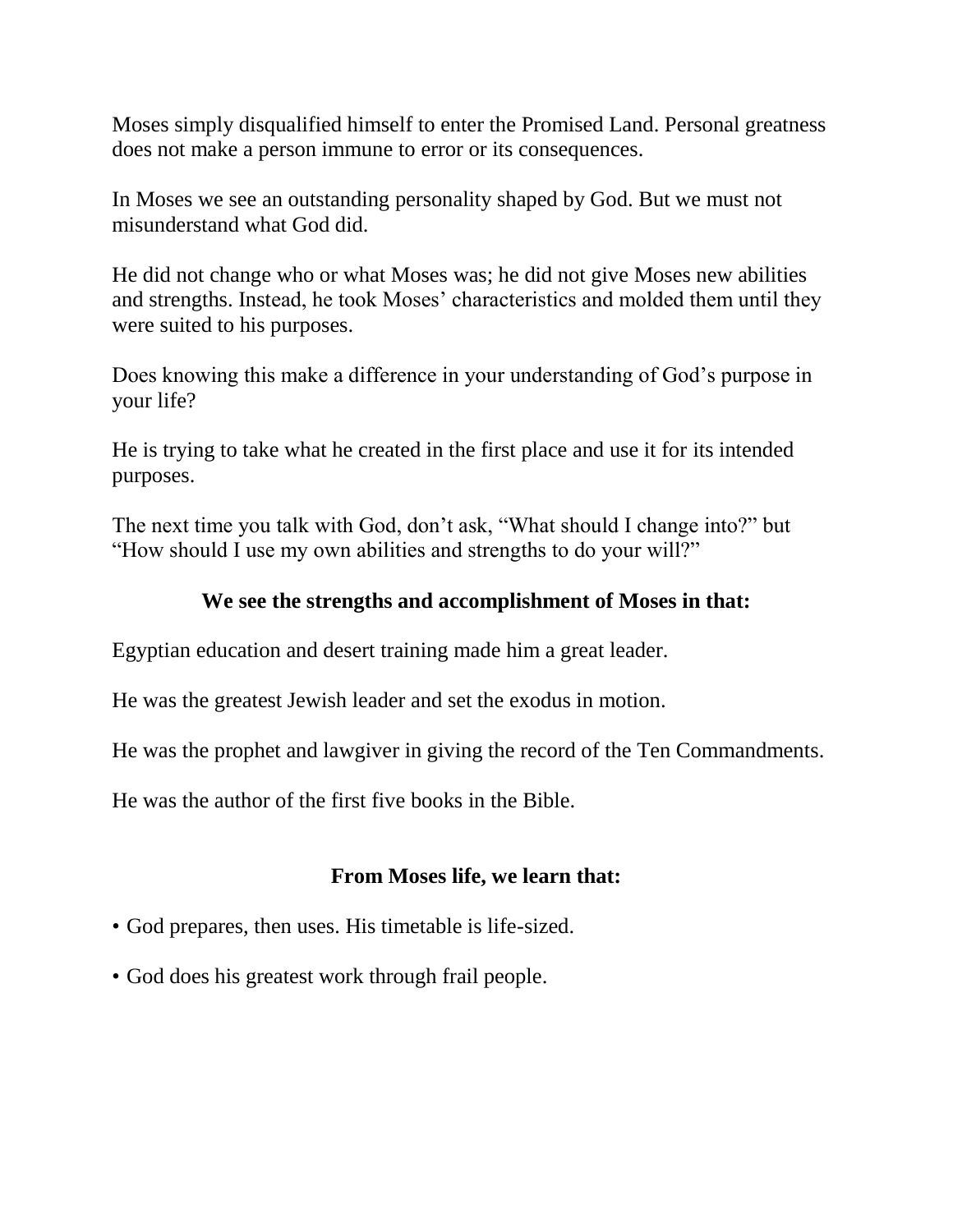Moses simply disqualified himself to enter the Promised Land. Personal greatness does not make a person immune to error or its consequences.

In Moses we see an outstanding personality shaped by God. But we must not misunderstand what God did.

He did not change who or what Moses was; he did not give Moses new abilities and strengths. Instead, he took Moses' characteristics and molded them until they were suited to his purposes.

Does knowing this make a difference in your understanding of God's purpose in your life?

He is trying to take what he created in the first place and use it for its intended purposes.

The next time you talk with God, don't ask, "What should I change into?" but "How should I use my own abilities and strengths to do your will?"

**We see the strengths and accomplishment of Moses in that:**

Egyptian education and desert training made him a great leader.

He was the greatest Jewish leader and set the exodus in motion.

He was the prophet and lawgiver in giving the record of the Ten Commandments.

He was the author of the first five books in the Bible.

**From Moses life, we learn that:**

- God prepares, then uses. His timetable is life-sized.
- God does his greatest work through frail people.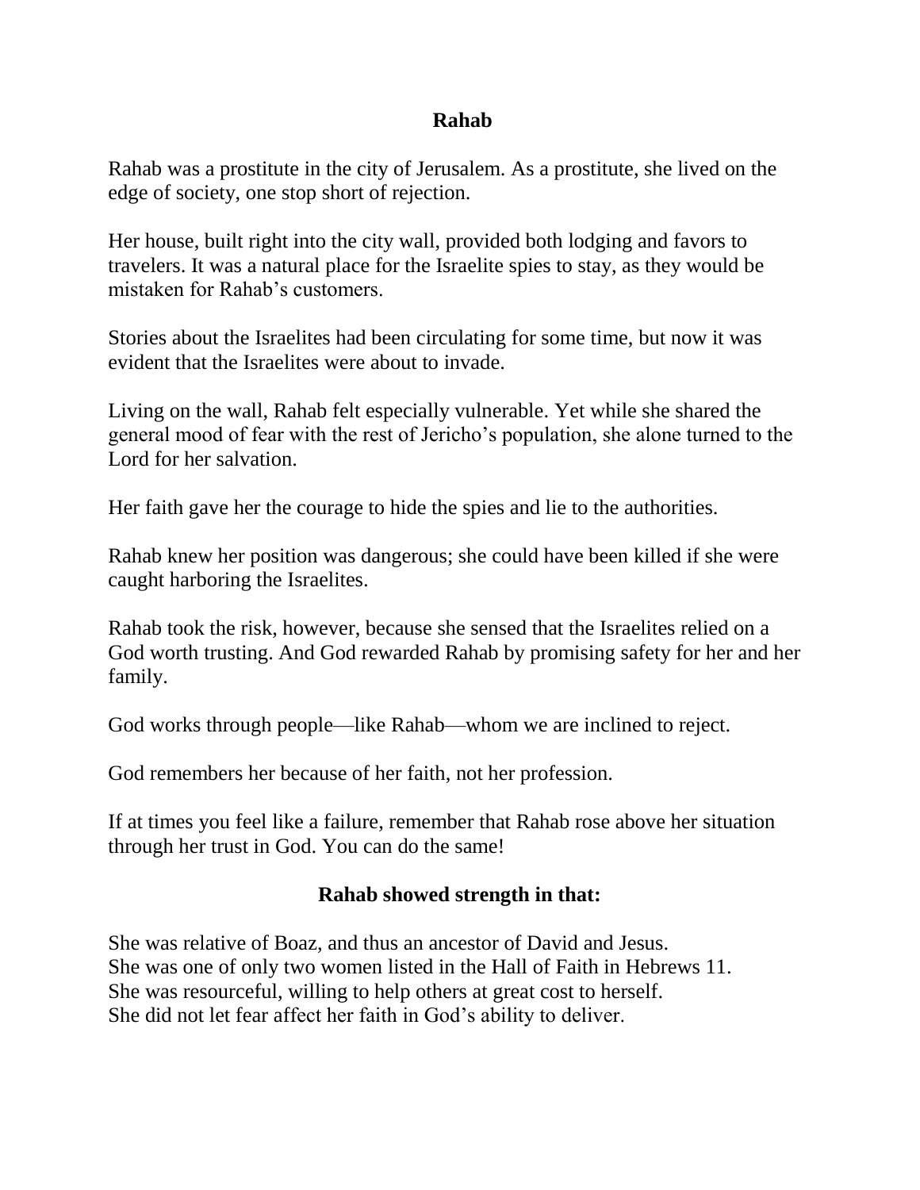# Rahab

Rahab was a prostitute in the city of Jerusalem. As a prostitute, she lived on the edge of society, one stop short of rejection.

Her house, built right into the city wall, provided both lodging and favors to travelers. It was a natural place for the Israelite spies to stay, as they would be mistaken for Rahab's customers.

Stories about the Israelites had been circulating for some time, but now it was evident that the Israelites were about to invade.

Living on the wall, Rahab felt especially vulnerable. Yet while she shared the general mood of fear with the rest of Jericho's population, she alone turned to the Lord for her salvation.

Her faith gave her the courage to hide the spies and lie to the authorities.

Rahab knew her position was dangerous; she could have been killed if she were caught harboring the Israelites.

Rahab took the risk, however, because she sensed that the Israelites relied on a God worth trusting. And God rewarded Rahab by promising safety for her and her family.

God works through people—like Rahab—whom we are inclined to reject.

God remembers her because of her faith, not her profession.

If at times you feel like a failure, remember that Rahab rose above her situation through her trust in God. You can do the same!

## Rahab showed strength in that:

She was relative of Boaz, and thus an ancestor of David and Jesus.
She was one of only two women listed in the Hall of Faith in Hebrews 11.
She was resourceful, willing to help others at great cost to herself.
She did not let fear affect her faith in God's ability to deliver.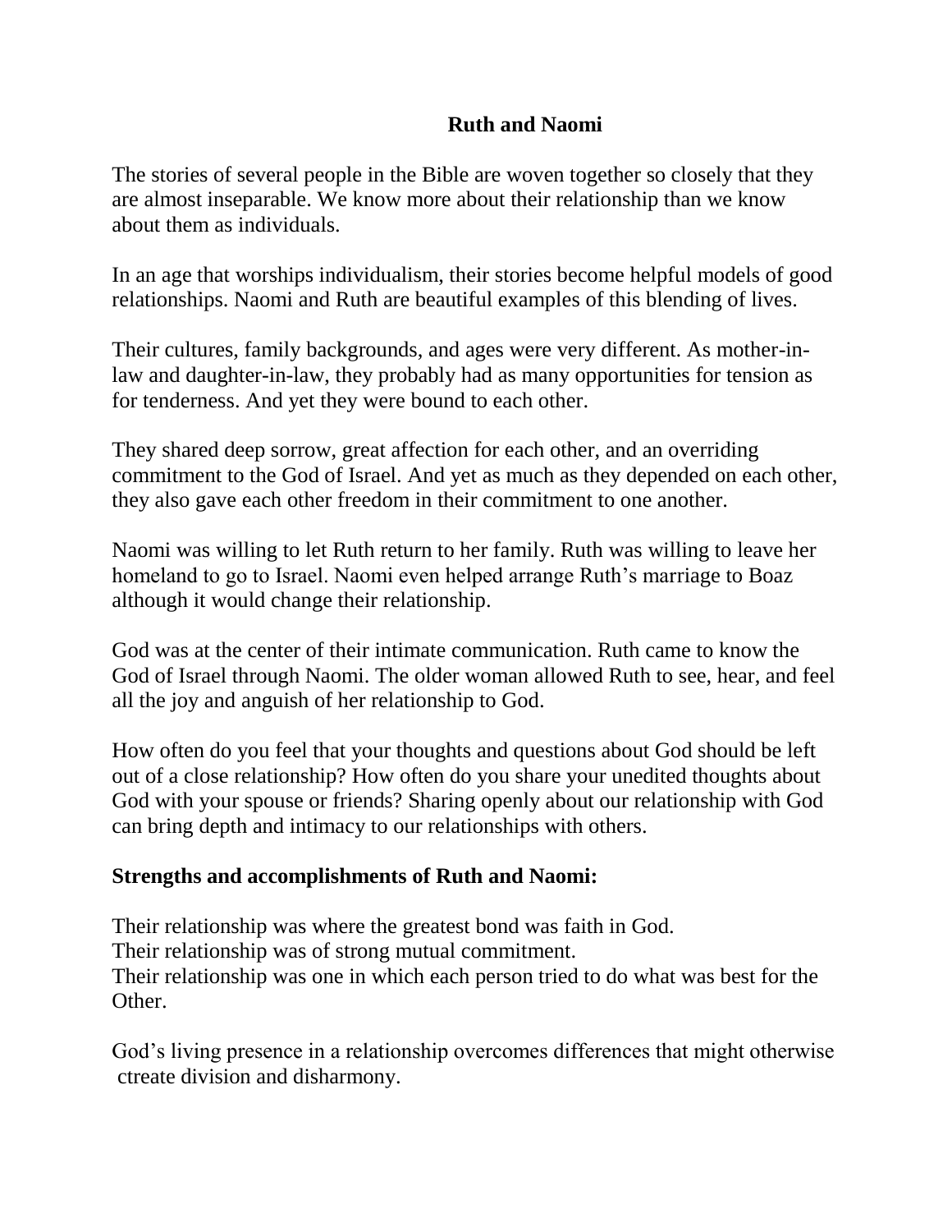# Ruth and Naomi

The stories of several people in the Bible are woven together so closely that they are almost inseparable. We know more about their relationship than we know about them as individuals.

In an age that worships individualism, their stories become helpful models of good relationships. Naomi and Ruth are beautiful examples of this blending of lives.

Their cultures, family backgrounds, and ages were very different. As mother-in-law and daughter-in-law, they probably had as many opportunities for tension as for tenderness. And yet they were bound to each other.

They shared deep sorrow, great affection for each other, and an overriding commitment to the God of Israel. And yet as much as they depended on each other, they also gave each other freedom in their commitment to one another.

Naomi was willing to let Ruth return to her family. Ruth was willing to leave her homeland to go to Israel. Naomi even helped arrange Ruth's marriage to Boaz although it would change their relationship.

God was at the center of their intimate communication. Ruth came to know the God of Israel through Naomi. The older woman allowed Ruth to see, hear, and feel all the joy and anguish of her relationship to God.

How often do you feel that your thoughts and questions about God should be left out of a close relationship? How often do you share your unedited thoughts about God with your spouse or friends? Sharing openly about our relationship with God can bring depth and intimacy to our relationships with others.

**Strengths and accomplishments of Ruth and Naomi:**

Their relationship was where the greatest bond was faith in God.
Their relationship was of strong mutual commitment.
Their relationship was one in which each person tried to do what was best for the Other.

God's living presence in a relationship overcomes differences that might otherwise ctreate division and disharmony.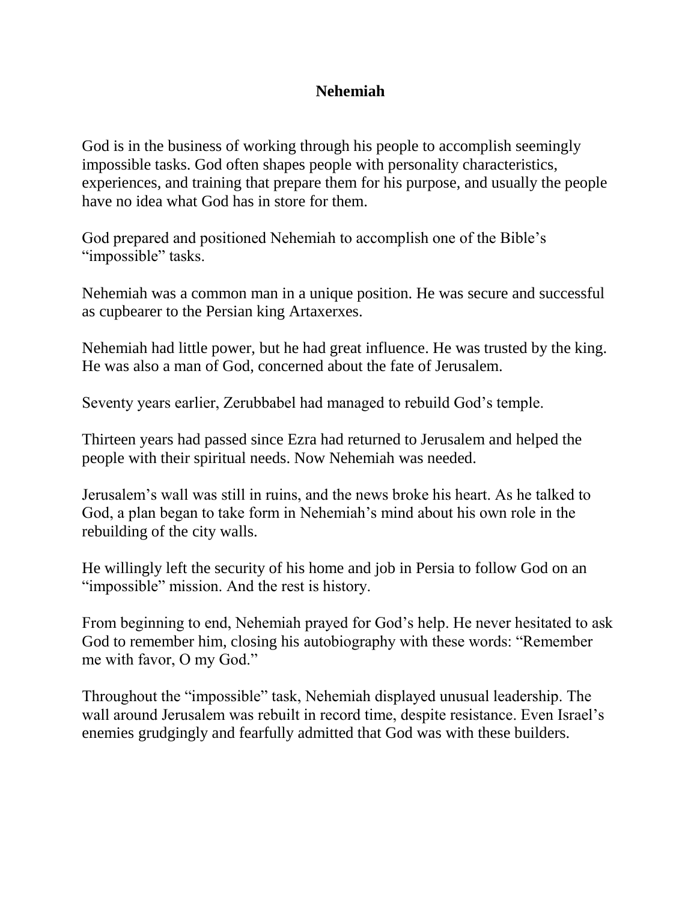# Nehemiah

God is in the business of working through his people to accomplish seemingly impossible tasks. God often shapes people with personality characteristics, experiences, and training that prepare them for his purpose, and usually the people have no idea what God has in store for them.

God prepared and positioned Nehemiah to accomplish one of the Bible's "impossible" tasks.

Nehemiah was a common man in a unique position. He was secure and successful as cupbearer to the Persian king Artaxerxes.

Nehemiah had little power, but he had great influence. He was trusted by the king. He was also a man of God, concerned about the fate of Jerusalem.

Seventy years earlier, Zerubbabel had managed to rebuild God's temple.

Thirteen years had passed since Ezra had returned to Jerusalem and helped the people with their spiritual needs. Now Nehemiah was needed.

Jerusalem's wall was still in ruins, and the news broke his heart. As he talked to God, a plan began to take form in Nehemiah's mind about his own role in the rebuilding of the city walls.

He willingly left the security of his home and job in Persia to follow God on an "impossible" mission. And the rest is history.

From beginning to end, Nehemiah prayed for God's help. He never hesitated to ask God to remember him, closing his autobiography with these words: "Remember me with favor, O my God."

Throughout the "impossible" task, Nehemiah displayed unusual leadership. The wall around Jerusalem was rebuilt in record time, despite resistance. Even Israel's enemies grudgingly and fearfully admitted that God was with these builders.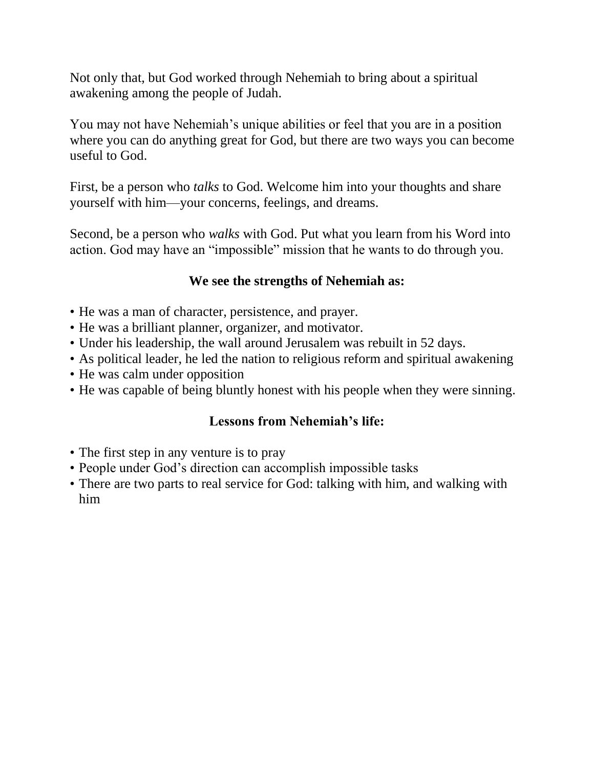Not only that, but God worked through Nehemiah to bring about a spiritual awakening among the people of Judah.

You may not have Nehemiah's unique abilities or feel that you are in a position where you can do anything great for God, but there are two ways you can become useful to God.

First, be a person who *talks* to God. Welcome him into your thoughts and share yourself with him—your concerns, feelings, and dreams.

Second, be a person who *walks* with God. Put what you learn from his Word into action. God may have an "impossible" mission that he wants to do through you.

**We see the strengths of Nehemiah as:**

- He was a man of character, persistence, and prayer.
- He was a brilliant planner, organizer, and motivator.
- Under his leadership, the wall around Jerusalem was rebuilt in 52 days.
- As political leader, he led the nation to religious reform and spiritual awakening
- He was calm under opposition
- He was capable of being bluntly honest with his people when they were sinning.

**Lessons from Nehemiah's life:**

- The first step in any venture is to pray
- People under God's direction can accomplish impossible tasks
- There are two parts to real service for God: talking with him, and walking with him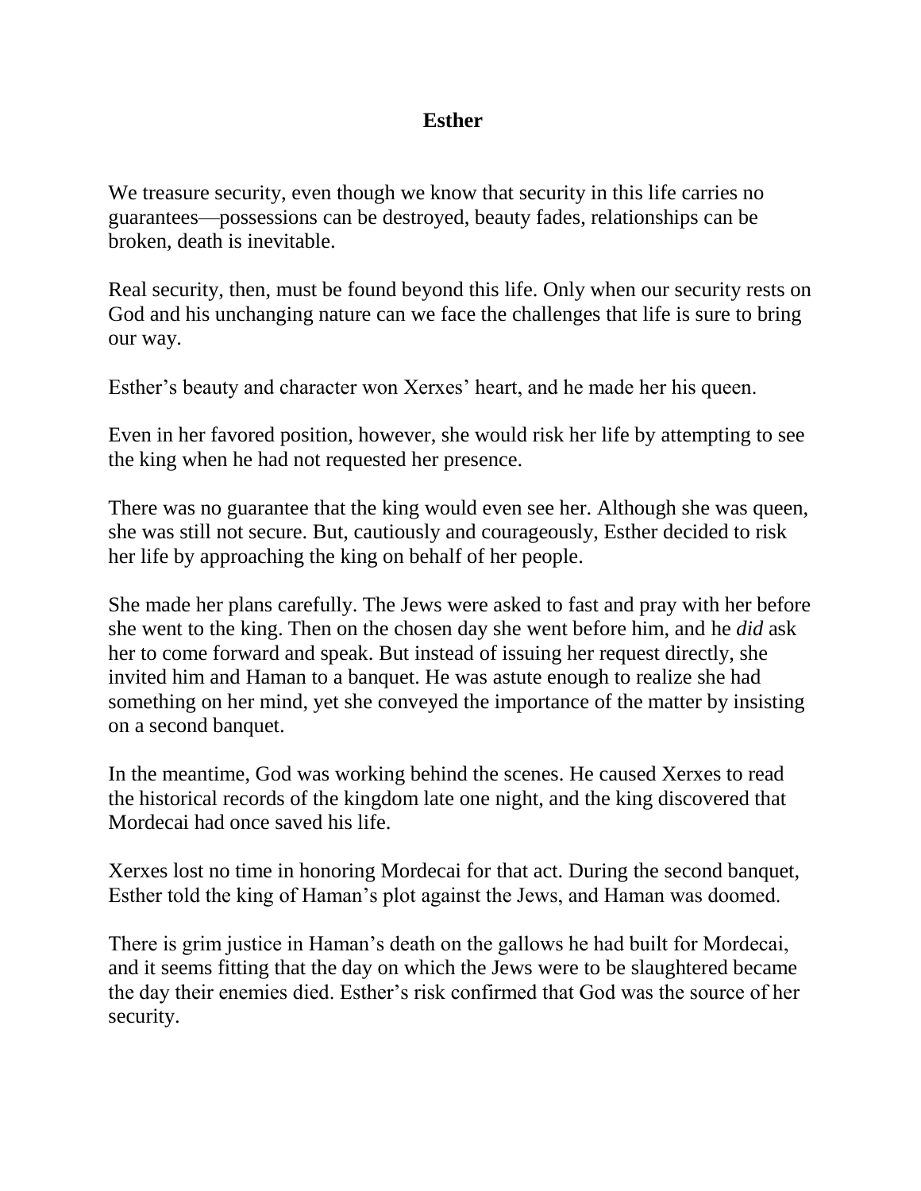# Esther

We treasure security, even though we know that security in this life carries no guarantees—possessions can be destroyed, beauty fades, relationships can be broken, death is inevitable.

Real security, then, must be found beyond this life. Only when our security rests on God and his unchanging nature can we face the challenges that life is sure to bring our way.

Esther's beauty and character won Xerxes' heart, and he made her his queen.

Even in her favored position, however, she would risk her life by attempting to see the king when he had not requested her presence.

There was no guarantee that the king would even see her. Although she was queen, she was still not secure. But, cautiously and courageously, Esther decided to risk her life by approaching the king on behalf of her people.

She made her plans carefully. The Jews were asked to fast and pray with her before she went to the king. Then on the chosen day she went before him, and he *did* ask her to come forward and speak. But instead of issuing her request directly, she invited him and Haman to a banquet. He was astute enough to realize she had something on her mind, yet she conveyed the importance of the matter by insisting on a second banquet.

In the meantime, God was working behind the scenes. He caused Xerxes to read the historical records of the kingdom late one night, and the king discovered that Mordecai had once saved his life.

Xerxes lost no time in honoring Mordecai for that act. During the second banquet, Esther told the king of Haman's plot against the Jews, and Haman was doomed.

There is grim justice in Haman's death on the gallows he had built for Mordecai, and it seems fitting that the day on which the Jews were to be slaughtered became the day their enemies died. Esther's risk confirmed that God was the source of her security.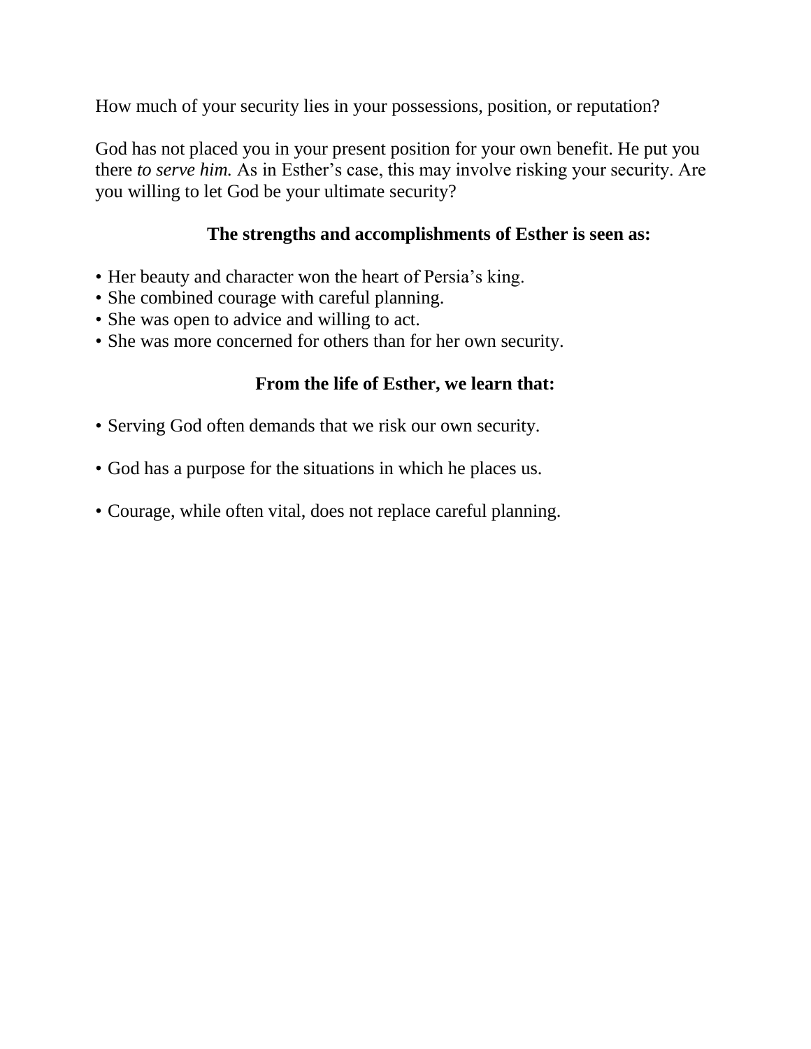How much of your security lies in your possessions, position, or reputation?

God has not placed you in your present position for your own benefit. He put you there *to serve him.* As in Esther's case, this may involve risking your security. Are you willing to let God be your ultimate security?

**The strengths and accomplishments of Esther is seen as:**

- Her beauty and character won the heart of Persia's king.
- She combined courage with careful planning.
- She was open to advice and willing to act.
- She was more concerned for others than for her own security.

**From the life of Esther, we learn that:**

- Serving God often demands that we risk our own security.

- God has a purpose for the situations in which he places us.

- Courage, while often vital, does not replace careful planning.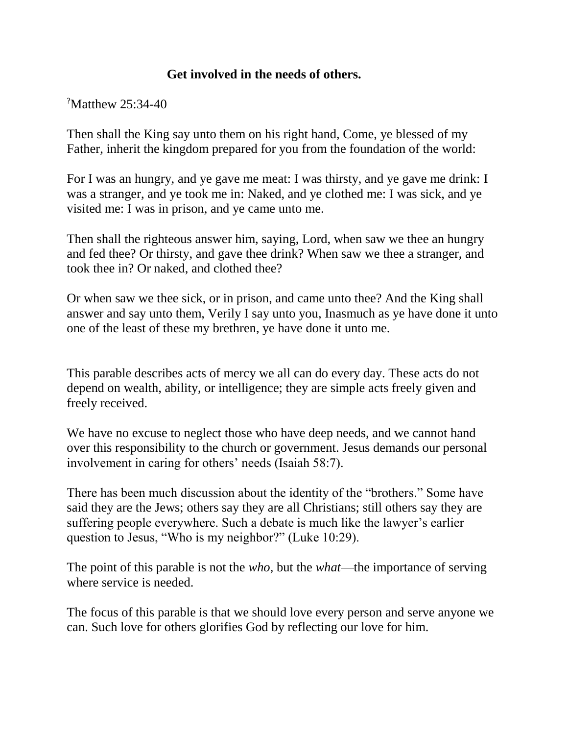**Get involved in the needs of others.**

?Matthew 25:34-40

Then shall the King say unto them on his right hand, Come, ye blessed of my Father, inherit the kingdom prepared for you from the foundation of the world:

For I was an hungry, and ye gave me meat: I was thirsty, and ye gave me drink: I was a stranger, and ye took me in: Naked, and ye clothed me: I was sick, and ye visited me: I was in prison, and ye came unto me.

Then shall the righteous answer him, saying, Lord, when saw we thee an hungry and fed thee? Or thirsty, and gave thee drink? When saw we thee a stranger, and took thee in? Or naked, and clothed thee?

Or when saw we thee sick, or in prison, and came unto thee? And the King shall answer and say unto them, Verily I say unto you, Inasmuch as ye have done it unto one of the least of these my brethren, ye have done it unto me.

This parable describes acts of mercy we all can do every day. These acts do not depend on wealth, ability, or intelligence; they are simple acts freely given and freely received.

We have no excuse to neglect those who have deep needs, and we cannot hand over this responsibility to the church or government. Jesus demands our personal involvement in caring for others' needs (Isaiah 58:7).

There has been much discussion about the identity of the "brothers." Some have said they are the Jews; others say they are all Christians; still others say they are suffering people everywhere. Such a debate is much like the lawyer's earlier question to Jesus, "Who is my neighbor?" (Luke 10:29).

The point of this parable is not the *who,* but the *what*—the importance of serving where service is needed.

The focus of this parable is that we should love every person and serve anyone we can. Such love for others glorifies God by reflecting our love for him.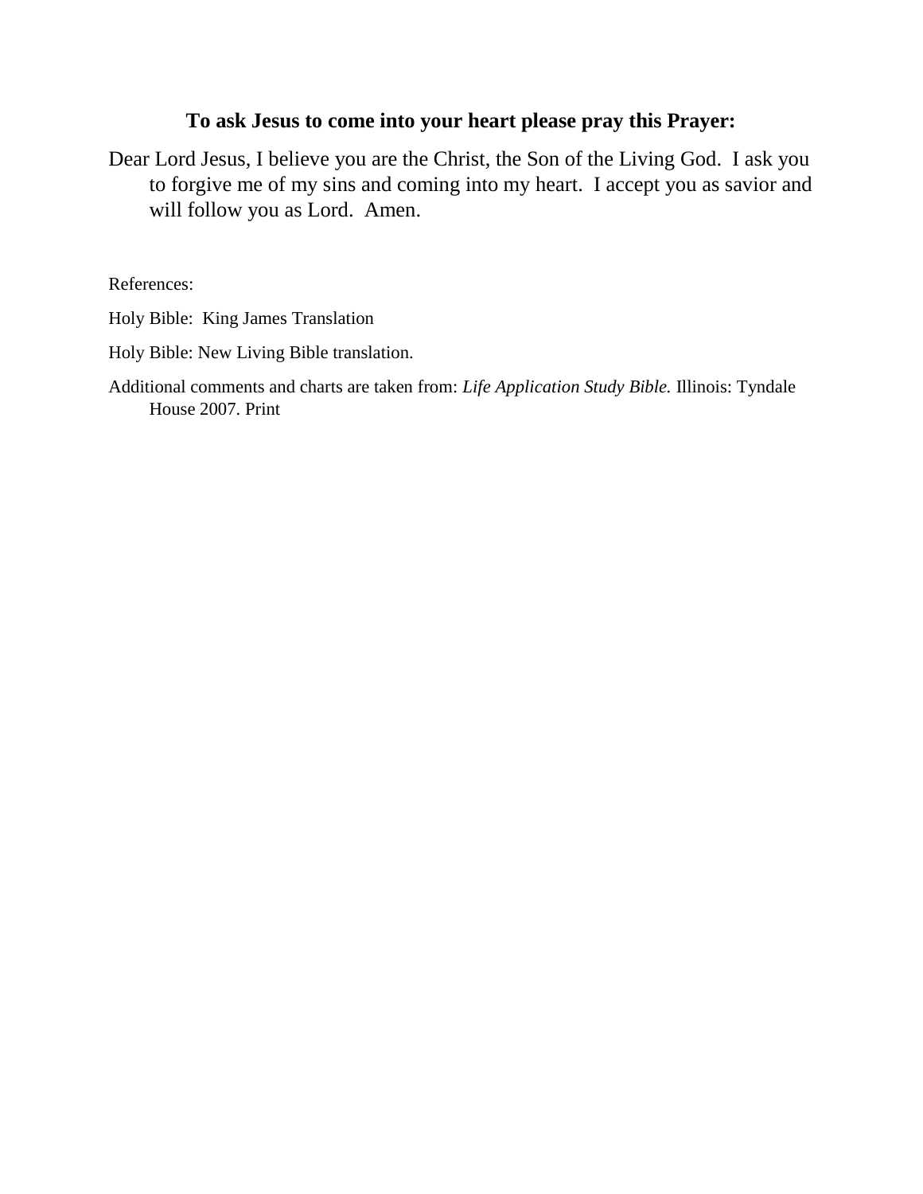**To ask Jesus to come into your heart please pray this Prayer:**

Dear Lord Jesus, I believe you are the Christ, the Son of the Living God. I ask you to forgive me of my sins and coming into my heart. I accept you as savior and will follow you as Lord. Amen.

References:

Holy Bible: King James Translation

Holy Bible: New Living Bible translation.

Additional comments and charts are taken from: *Life Application Study Bible.* Illinois: Tyndale House 2007. Print